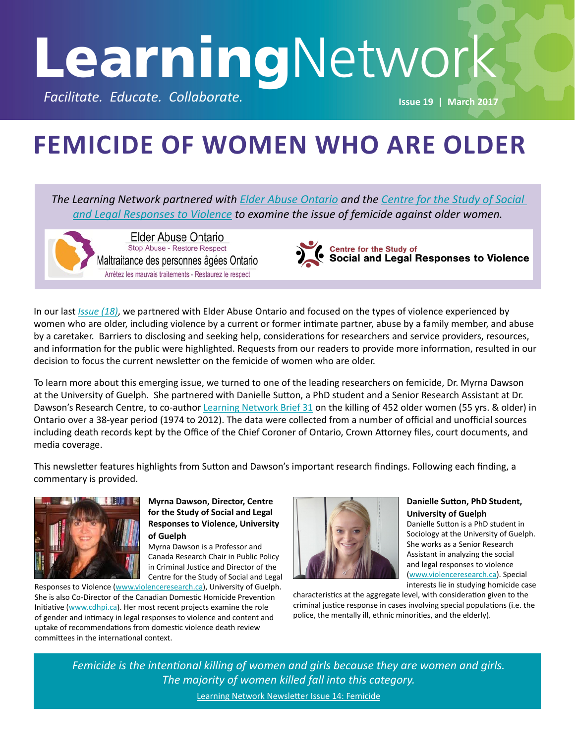# LearningNetwork

*Facilitate. Educate. Collaborate.*

Issue 19 | March 2017

# FEMICIDE OF WOMEN WHO ARE OLDER

*The Learning Network partnered with Elder Abuse Ontario and the Centre for the Study of Social and Legal Responses to Violence to examine the issue of femicide against older women.*

Elder Abuse Ontario
Stop Abuse - Restore Respect
Maltraitance des personnes âgées Ontario
Arrêtez les mauvais traitements - Restaurez le respect

Centre for the Study of Social and Legal Responses to Violence

In our last *Issue (18)*, we partnered with Elder Abuse Ontario and focused on the types of violence experienced by women who are older, including violence by a current or former intimate partner, abuse by a family member, and abuse by a caretaker. Barriers to disclosing and seeking help, considerations for researchers and service providers, resources, and information for the public were highlighted. Requests from our readers to provide more information, resulted in our decision to focus the current newsletter on the femicide of women who are older.

To learn more about this emerging issue, we turned to one of the leading researchers on femicide, Dr. Myrna Dawson at the University of Guelph. She partnered with Danielle Sutton, a PhD student and a Senior Research Assistant at Dr. Dawson's Research Centre, to co-author Learning Network Brief 31 on the killing of 452 older women (55 yrs. & older) in Ontario over a 38-year period (1974 to 2012). The data were collected from a number of official and unofficial sources including death records kept by the Office of the Chief Coroner of Ontario, Crown Attorney files, court documents, and media coverage.

This newsletter features highlights from Sutton and Dawson's important research findings. Following each finding, a commentary is provided.

**Myrna Dawson, Director, Centre for the Study of Social and Legal Responses to Violence, University of Guelph**

Myrna Dawson is a Professor and Canada Research Chair in Public Policy in Criminal Justice and Director of the Centre for the Study of Social and Legal Responses to Violence (www.violenceresearch.ca), University of Guelph. She is also Co-Director of the Canadian Domestic Homicide Prevention Initiative (www.cdhpi.ca). Her most recent projects examine the role of gender and intimacy in legal responses to violence and content and uptake of recommendations from domestic violence death review committees in the international context.

**Danielle Sutton, PhD Student, University of Guelph**

Danielle Sutton is a PhD student in Sociology at the University of Guelph. She works as a Senior Research Assistant in analyzing the social and legal responses to violence (www.violenceresearch.ca). Special interests lie in studying homicide case characteristics at the aggregate level, with consideration given to the criminal justice response in cases involving special populations (i.e. the police, the mentally ill, ethnic minorities, and the elderly).

*Femicide is the intentional killing of women and girls because they are women and girls. The majority of women killed fall into this category.*

Learning Network Newsletter Issue 14: Femicide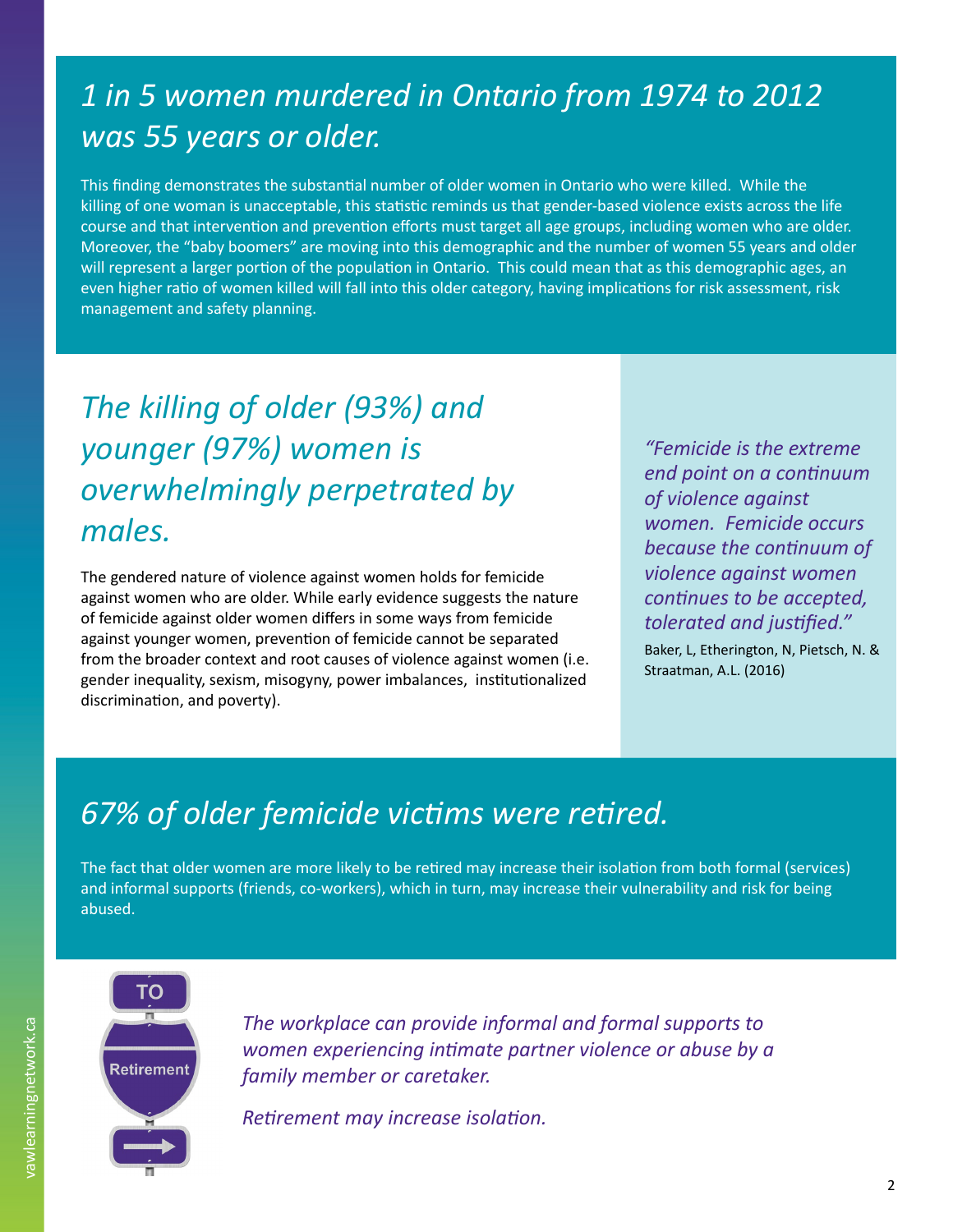## *1 in 5 women murdered in Ontario from 1974 to 2012 was 55 years or older.*

This finding demonstrates the substantial number of older women in Ontario who were killed. While the killing of one woman is unacceptable, this statistic reminds us that gender-based violence exists across the life course and that intervention and prevention efforts must target all age groups, including women who are older. Moreover, the "baby boomers" are moving into this demographic and the number of women 55 years and older will represent a larger portion of the population in Ontario. This could mean that as this demographic ages, an even higher ratio of women killed will fall into this older category, having implications for risk assessment, risk management and safety planning.

## *The killing of older (93%) and younger (97%) women is overwhelmingly perpetrated by males.*

The gendered nature of violence against women holds for femicide against women who are older. While early evidence suggests the nature of femicide against older women differs in some ways from femicide against younger women, prevention of femicide cannot be separated from the broader context and root causes of violence against women (i.e. gender inequality, sexism, misogyny, power imbalances, institutionalized discrimination, and poverty).

> *"Femicide is the extreme end point on a continuum of violence against women. Femicide occurs because the continuum of violence against women continues to be accepted, tolerated and justified."*
>
> Baker, L, Etherington, N, Pietsch, N. & Straatman, A.L. (2016)

## *67% of older femicide victims were retired.*

The fact that older women are more likely to be retired may increase their isolation from both formal (services) and informal supports (friends, co-workers), which in turn, may increase their vulnerability and risk for being abused.

TO Retirement

*The workplace can provide informal and formal supports to women experiencing intimate partner violence or abuse by a family member or caretaker.*

*Retirement may increase isolation.*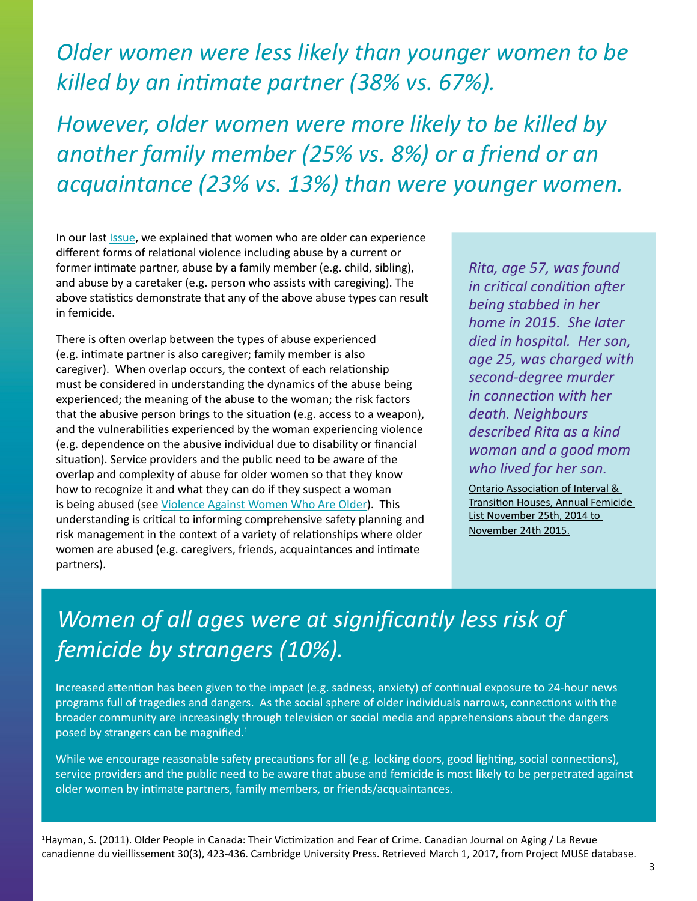*Older women were less likely than younger women to be killed by an intimate partner (38% vs. 67%).*

*However, older women were more likely to be killed by another family member (25% vs. 8%) or a friend or an acquaintance (23% vs. 13%) than were younger women.*

In our last Issue, we explained that women who are older can experience different forms of relational violence including abuse by a current or former intimate partner, abuse by a family member (e.g. child, sibling), and abuse by a caretaker (e.g. person who assists with caregiving). The above statistics demonstrate that any of the above abuse types can result in femicide.

There is often overlap between the types of abuse experienced (e.g. intimate partner is also caregiver; family member is also caregiver). When overlap occurs, the context of each relationship must be considered in understanding the dynamics of the abuse being experienced; the meaning of the abuse to the woman; the risk factors that the abusive person brings to the situation (e.g. access to a weapon), and the vulnerabilities experienced by the woman experiencing violence (e.g. dependence on the abusive individual due to disability or financial situation). Service providers and the public need to be aware of the overlap and complexity of abuse for older women so that they know how to recognize it and what they can do if they suspect a woman is being abused (see Violence Against Women Who Are Older). This understanding is critical to informing comprehensive safety planning and risk management in the context of a variety of relationships where older women are abused (e.g. caregivers, friends, acquaintances and intimate partners).

*Rita, age 57, was found in critical condition after being stabbed in her home in 2015. She later died in hospital. Her son, age 25, was charged with second-degree murder in connection with her death. Neighbours described Rita as a kind woman and a good mom who lived for her son.*

Ontario Association of Interval & Transition Houses, Annual Femicide List November 25th, 2014 to November 24th 2015.

## *Women of all ages were at significantly less risk of femicide by strangers (10%).*

Increased attention has been given to the impact (e.g. sadness, anxiety) of continual exposure to 24-hour news programs full of tragedies and dangers. As the social sphere of older individuals narrows, connections with the broader community are increasingly through television or social media and apprehensions about the dangers posed by strangers can be magnified.[1]

While we encourage reasonable safety precautions for all (e.g. locking doors, good lighting, social connections), service providers and the public need to be aware that abuse and femicide is most likely to be perpetrated against older women by intimate partners, family members, or friends/acquaintances.

[1]Hayman, S. (2011). Older People in Canada: Their Victimization and Fear of Crime. Canadian Journal on Aging / La Revue canadienne du vieillissement 30(3), 423-436. Cambridge University Press. Retrieved March 1, 2017, from Project MUSE database.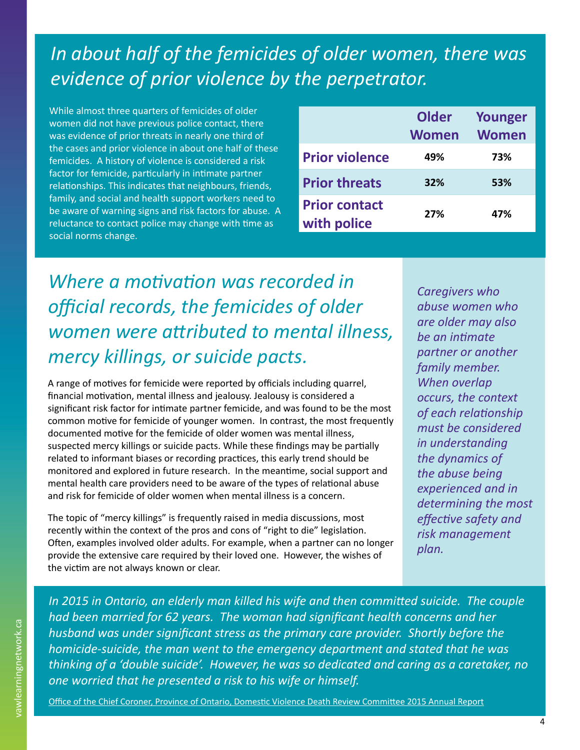## *In about half of the femicides of older women, there was evidence of prior violence by the perpetrator.*

While almost three quarters of femicides of older women did not have previous police contact, there was evidence of prior threats in nearly one third of the cases and prior violence in about one half of these femicides. A history of violence is considered a risk factor for femicide, particularly in intimate partner relationships. This indicates that neighbours, friends, family, and social and health support workers need to be aware of warning signs and risk factors for abuse. A reluctance to contact police may change with time as social norms change.

| | Older Women | Younger Women |
|---|---|---|
| **Prior violence** | 49% | 73% |
| **Prior threats** | 32% | 53% |
| **Prior contact with police** | 27% | 47% |

## *Where a motivation was recorded in official records, the femicides of older women were attributed to mental illness, mercy killings, or suicide pacts.*

A range of motives for femicide were reported by officials including quarrel, financial motivation, mental illness and jealousy. Jealousy is considered a significant risk factor for intimate partner femicide, and was found to be the most common motive for femicide of younger women. In contrast, the most frequently documented motive for the femicide of older women was mental illness, suspected mercy killings or suicide pacts. While these findings may be partially related to informant biases or recording practices, this early trend should be monitored and explored in future research. In the meantime, social support and mental health care providers need to be aware of the types of relational abuse and risk for femicide of older women when mental illness is a concern.

The topic of "mercy killings" is frequently raised in media discussions, most recently within the context of the pros and cons of "right to die" legislation. Often, examples involved older adults. For example, when a partner can no longer provide the extensive care required by their loved one. However, the wishes of the victim are not always known or clear.

*Caregivers who abuse women who are older may also be an intimate partner or another family member. When overlap occurs, the context of each relationship must be considered in understanding the dynamics of the abuse being experienced and in determining the most effective safety and risk management plan.*

*In 2015 in Ontario, an elderly man killed his wife and then committed suicide. The couple had been married for 62 years. The woman had significant health concerns and her husband was under significant stress as the primary care provider. Shortly before the homicide-suicide, the man went to the emergency department and stated that he was thinking of a 'double suicide'. However, he was so dedicated and caring as a caretaker, no one worried that he presented a risk to his wife or himself.*

Office of the Chief Coroner, Province of Ontario, Domestic Violence Death Review Committee 2015 Annual Report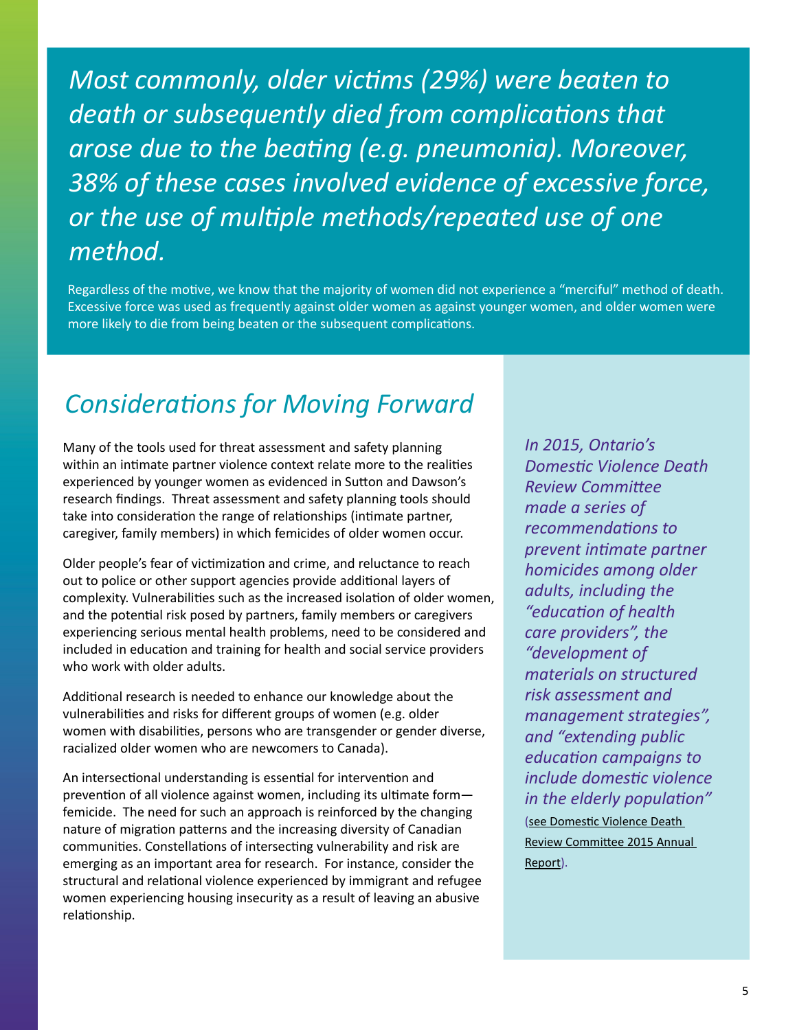*Most commonly, older victims (29%) were beaten to death or subsequently died from complications that arose due to the beating (e.g. pneumonia). Moreover, 38% of these cases involved evidence of excessive force, or the use of multiple methods/repeated use of one method.*

Regardless of the motive, we know that the majority of women did not experience a "merciful" method of death. Excessive force was used as frequently against older women as against younger women, and older women were more likely to die from being beaten or the subsequent complications.

## *Considerations for Moving Forward*

Many of the tools used for threat assessment and safety planning within an intimate partner violence context relate more to the realities experienced by younger women as evidenced in Sutton and Dawson's research findings. Threat assessment and safety planning tools should take into consideration the range of relationships (intimate partner, caregiver, family members) in which femicides of older women occur.

Older people's fear of victimization and crime, and reluctance to reach out to police or other support agencies provide additional layers of complexity. Vulnerabilities such as the increased isolation of older women, and the potential risk posed by partners, family members or caregivers experiencing serious mental health problems, need to be considered and included in education and training for health and social service providers who work with older adults.

Additional research is needed to enhance our knowledge about the vulnerabilities and risks for different groups of women (e.g. older women with disabilities, persons who are transgender or gender diverse, racialized older women who are newcomers to Canada).

An intersectional understanding is essential for intervention and prevention of all violence against women, including its ultimate form—femicide. The need for such an approach is reinforced by the changing nature of migration patterns and the increasing diversity of Canadian communities. Constellations of intersecting vulnerability and risk are emerging as an important area for research. For instance, consider the structural and relational violence experienced by immigrant and refugee women experiencing housing insecurity as a result of leaving an abusive relationship.

*In 2015, Ontario's Domestic Violence Death Review Committee made a series of recommendations to prevent intimate partner homicides among older adults, including the "education of health care providers", the "development of materials on structured risk assessment and management strategies", and "extending public education campaigns to include domestic violence in the elderly population"* (see Domestic Violence Death Review Committee 2015 Annual Report).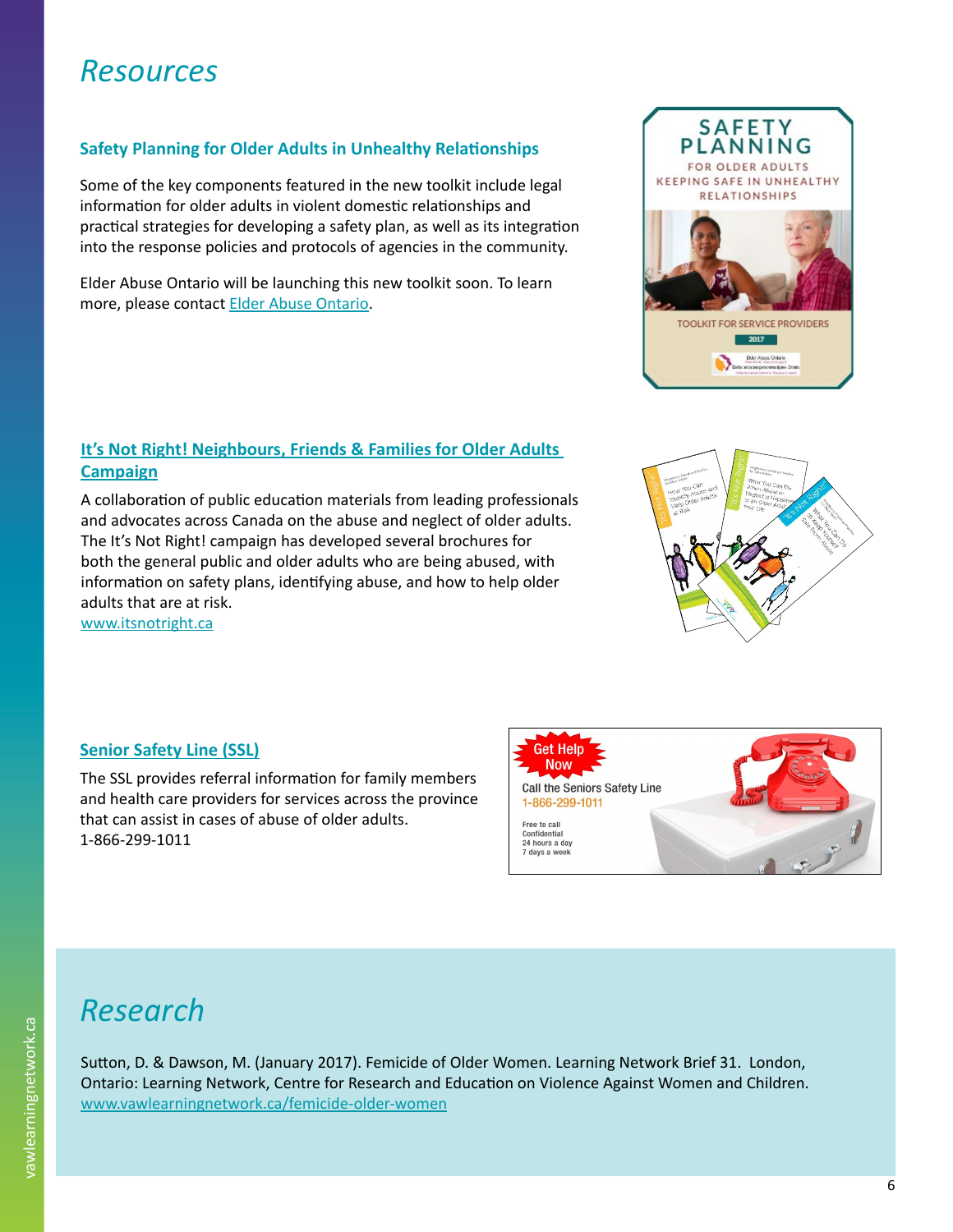# Resources

### Safety Planning for Older Adults in Unhealthy Relationships

Some of the key components featured in the new toolkit include legal information for older adults in violent domestic relationships and practical strategies for developing a safety plan, as well as its integration into the response policies and protocols of agencies in the community.

Elder Abuse Ontario will be launching this new toolkit soon. To learn more, please contact Elder Abuse Ontario.

### It's Not Right! Neighbours, Friends & Families for Older Adults Campaign

A collaboration of public education materials from leading professionals and advocates across Canada on the abuse and neglect of older adults. The It's Not Right! campaign has developed several brochures for both the general public and older adults who are being abused, with information on safety plans, identifying abuse, and how to help older adults that are at risk.
www.itsnotright.ca

### Senior Safety Line (SSL)

The SSL provides referral information for family members and health care providers for services across the province that can assist in cases of abuse of older adults.
1-866-299-1011

# Research

Sutton, D. & Dawson, M. (January 2017). Femicide of Older Women. Learning Network Brief 31. London, Ontario: Learning Network, Centre for Research and Education on Violence Against Women and Children.
www.vawlearningnetwork.ca/femicide-older-women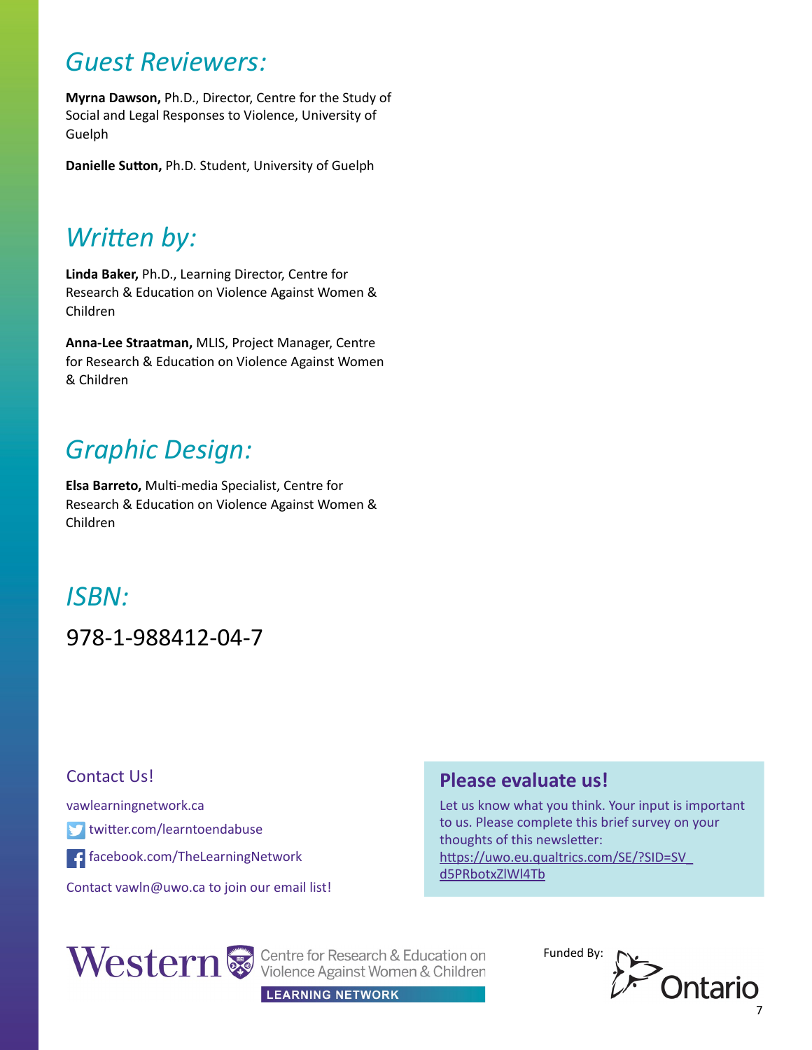## *Guest Reviewers:*

**Myrna Dawson,** Ph.D., Director, Centre for the Study of Social and Legal Responses to Violence, University of Guelph

**Danielle Sutton,** Ph.D. Student, University of Guelph

## *Written by:*

**Linda Baker,** Ph.D., Learning Director, Centre for Research & Education on Violence Against Women & Children

**Anna-Lee Straatman,** MLIS, Project Manager, Centre for Research & Education on Violence Against Women & Children

## *Graphic Design:*

**Elsa Barreto,** Multi-media Specialist, Centre for Research & Education on Violence Against Women & Children

## *ISBN:*

978-1-988412-04-7

### Contact Us!

vawlearningnetwork.ca

twitter.com/learntoendabuse

facebook.com/TheLearningNetwork

Contact vawln@uwo.ca to join our email list!

### Please evaluate us!

Let us know what you think. Your input is important to us. Please complete this brief survey on your thoughts of this newsletter: https://uwo.eu.qualtrics.com/SE/?SID=SV_d5PRbotxZlWl4Tb

Western Centre for Research & Education on Violence Against Women & Children LEARNING NETWORK

Funded By: Ontario